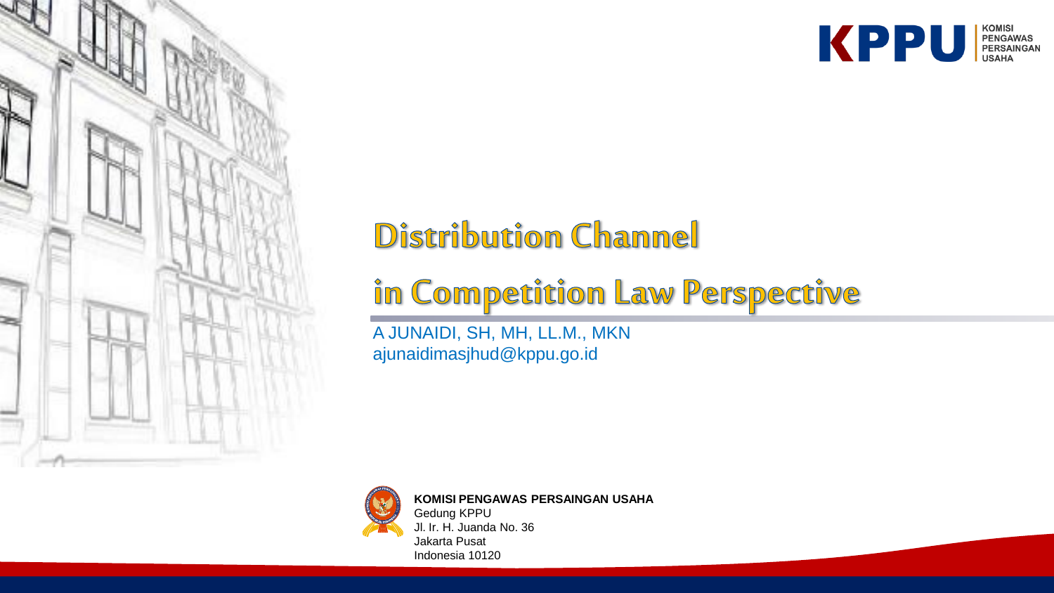# Distribution Channel in Competition Law Perspective

A JUNAIDI, SH, MH, LL.M., MKN
ajunaidimasjhud@kppu.go.id

**KOMISI PENGAWAS PERSAINGAN USAHA**
Gedung KPPU
Jl. Ir. H. Juanda No. 36
Jakarta Pusat
Indonesia 10120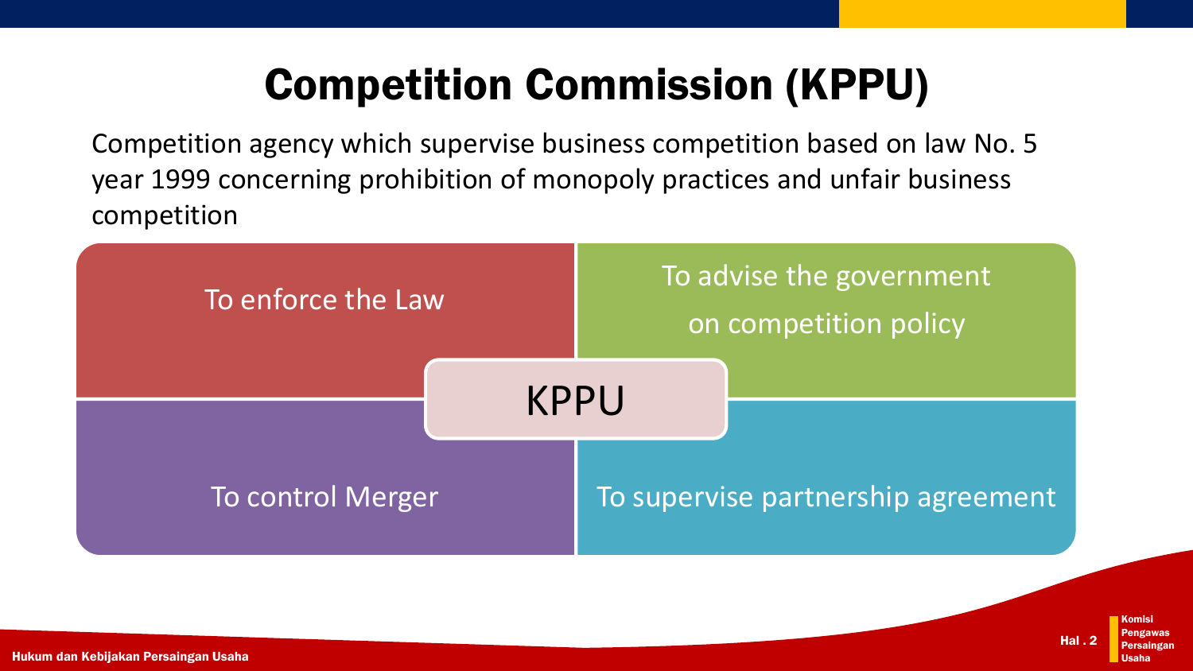# Competition Commission (KPPU)

Competition agency which supervise business competition based on law No. 5 year 1999 concerning prohibition of monopoly practices and unfair business competition

**KPPU**

- To enforce the Law
- To advise the government on competition policy
- To control Merger
- To supervise partnership agreement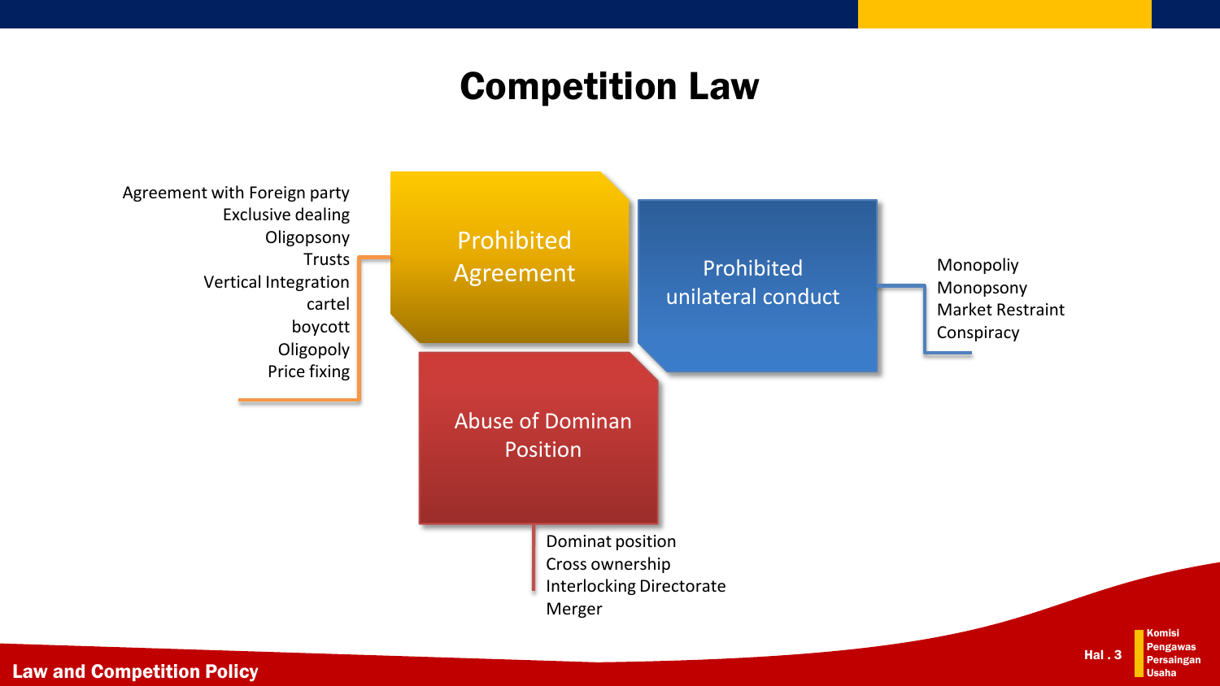# Competition Law

## Prohibited Agreement

- Agreement with Foreign party
- Exclusive dealing
- Oligopsony
- Trusts
- Vertical Integration
- cartel
- boycott
- Oligopoly
- Price fixing

## Prohibited unilateral conduct

- Monopoliy
- Monopsony
- Market Restraint
- Conspiracy

## Abuse of Dominan Position

- Dominat position
- Cross ownership
- Interlocking Directorate
- Merger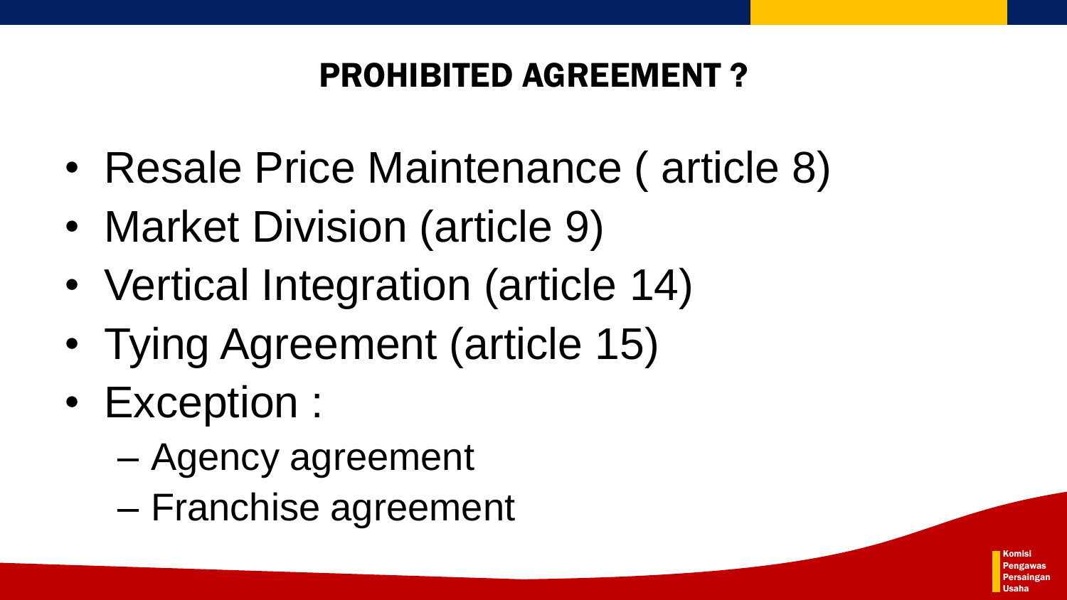## PROHIBITED AGREEMENT ?

- Resale Price Maintenance ( article 8)
- Market Division (article 9)
- Vertical Integration (article 14)
- Tying Agreement (article 15)
- Exception :
  - Agency agreement
  - Franchise agreement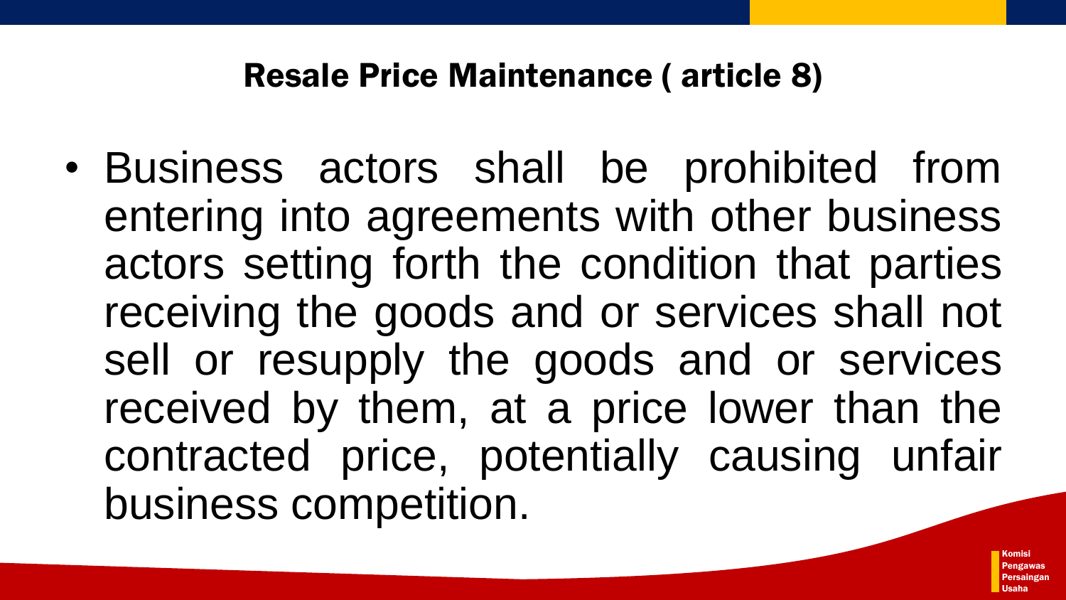## Resale Price Maintenance ( article 8)

- Business actors shall be prohibited from entering into agreements with other business actors setting forth the condition that parties receiving the goods and or services shall not sell or resupply the goods and or services received by them, at a price lower than the contracted price, potentially causing unfair business competition.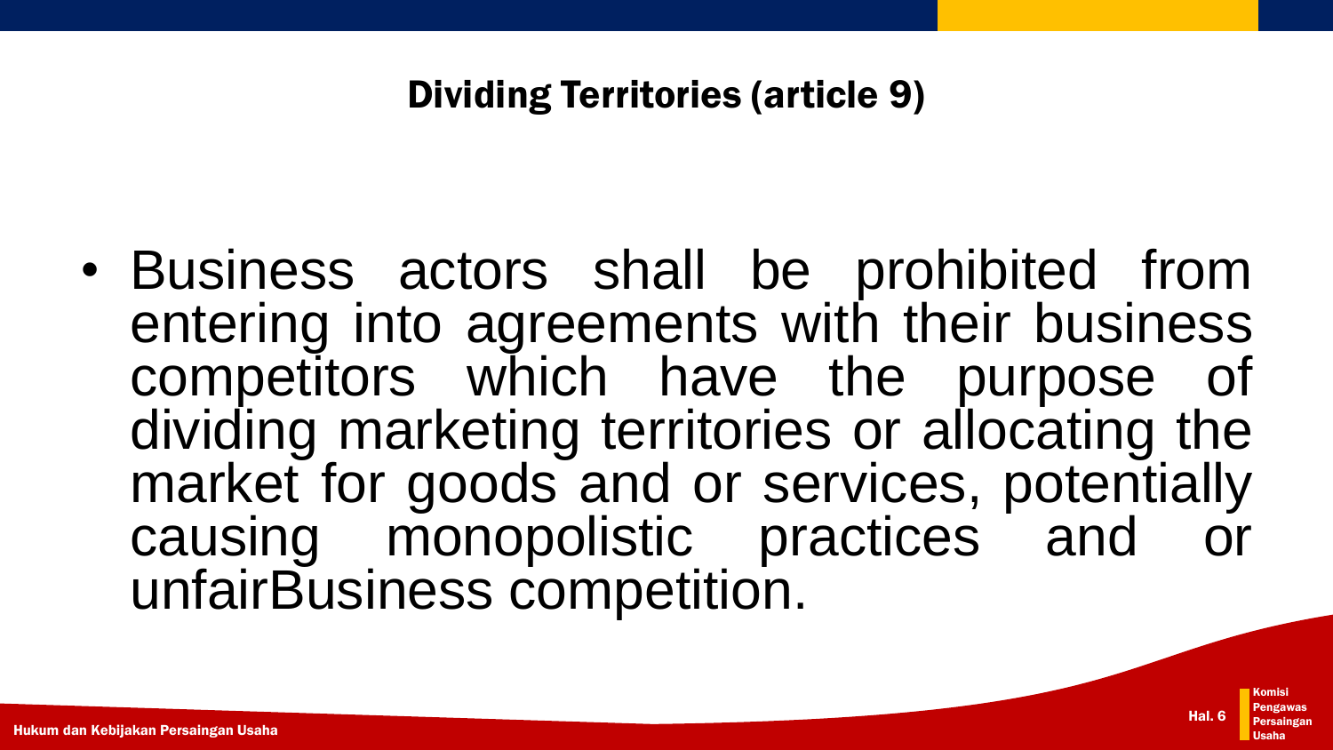## Dividing Territories (article 9)

- Business actors shall be prohibited from entering into agreements with their business competitors which have the purpose of dividing marketing territories or allocating the market for goods and or services, potentially causing monopolistic practices and or unfairBusiness competition.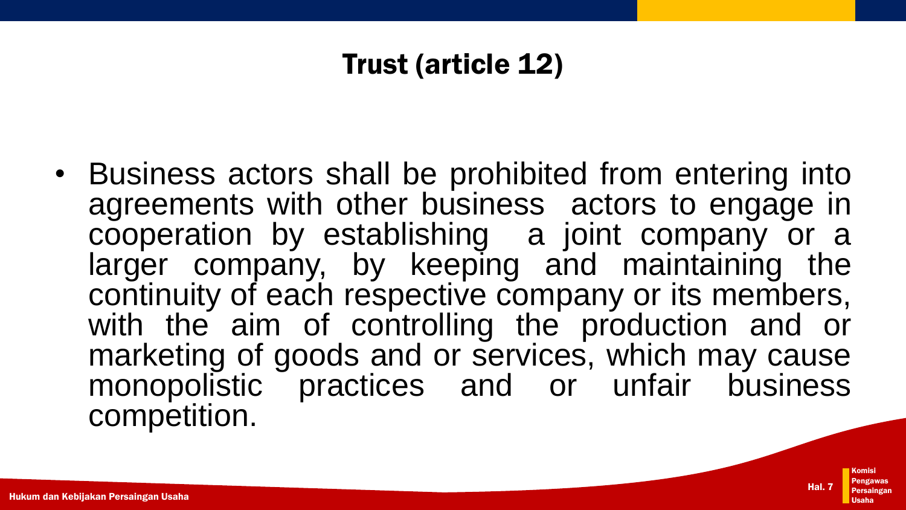# Trust (article 12)

- Business actors shall be prohibited from entering into agreements with other business actors to engage in cooperation by establishing a joint company or a larger company, by keeping and maintaining the continuity of each respective company or its members, with the aim of controlling the production and or marketing of goods and or services, which may cause monopolistic practices and or unfair business competition.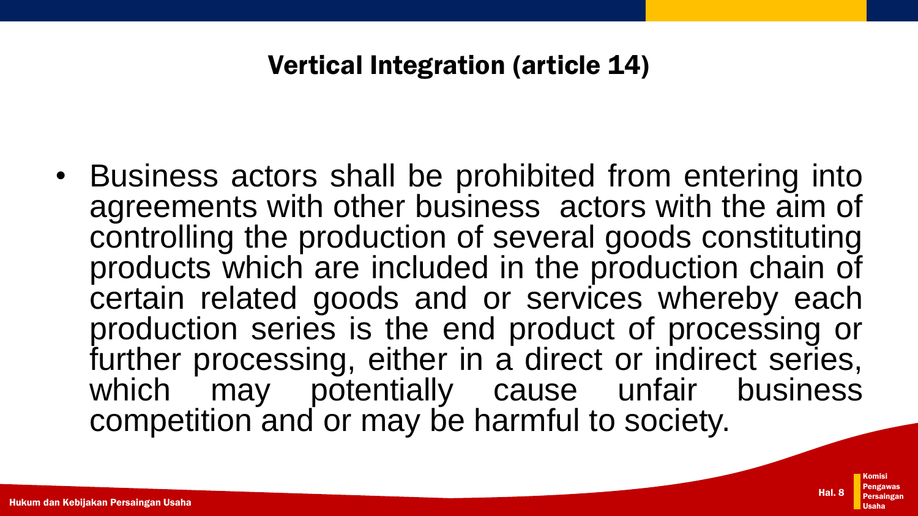# Vertical Integration (article 14)

- Business actors shall be prohibited from entering into agreements with other business actors with the aim of controlling the production of several goods constituting products which are included in the production chain of certain related goods and or services whereby each production series is the end product of processing or further processing, either in a direct or indirect series, which may potentially cause unfair business competition and or may be harmful to society.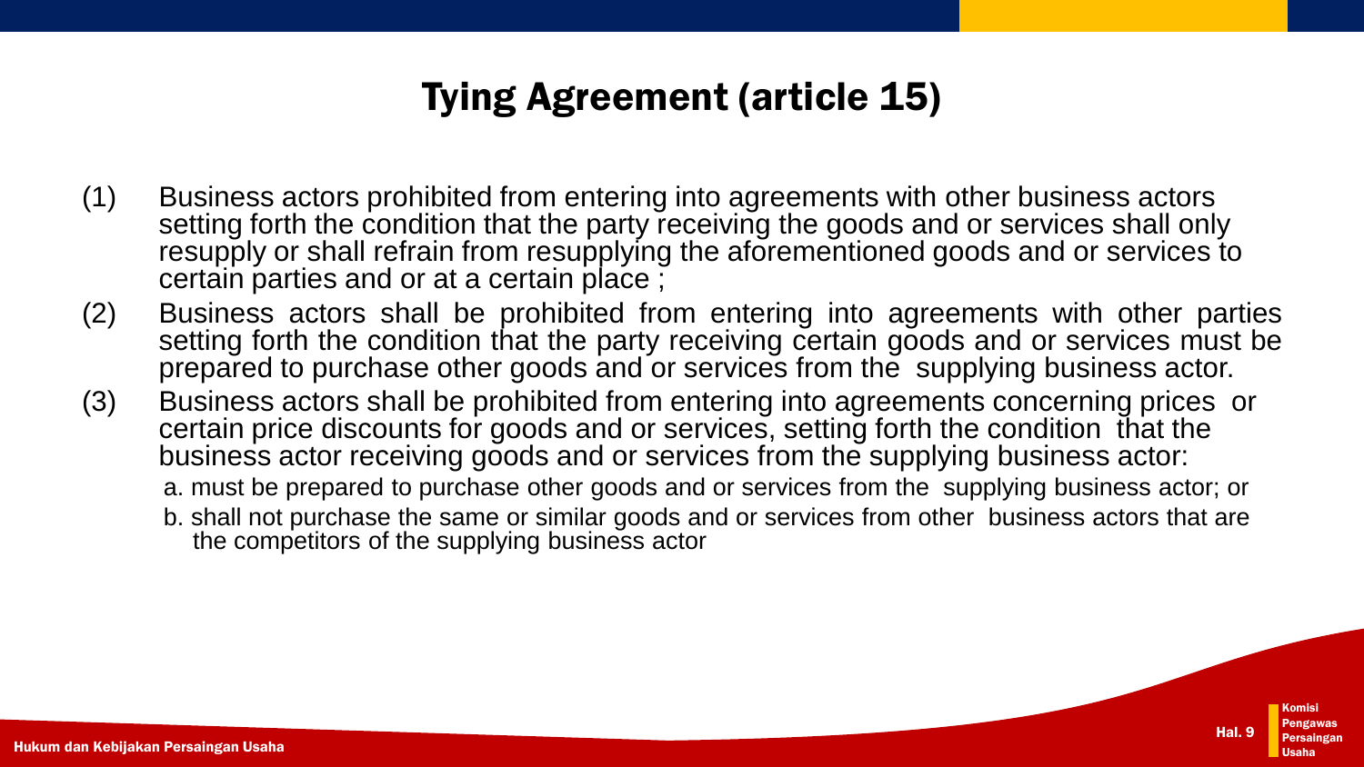# Tying Agreement (article 15)

(1) Business actors prohibited from entering into agreements with other business actors setting forth the condition that the party receiving the goods and or services shall only resupply or shall refrain from resupplying the aforementioned goods and or services to certain parties and or at a certain place ;

(2) Business actors shall be prohibited from entering into agreements with other parties setting forth the condition that the party receiving certain goods and or services must be prepared to purchase other goods and or services from the supplying business actor.

(3) Business actors shall be prohibited from entering into agreements concerning prices or certain price discounts for goods and or services, setting forth the condition that the business actor receiving goods and or services from the supplying business actor:

   a. must be prepared to purchase other goods and or services from the supplying business actor; or

   b. shall not purchase the same or similar goods and or services from other business actors that are the competitors of the supplying business actor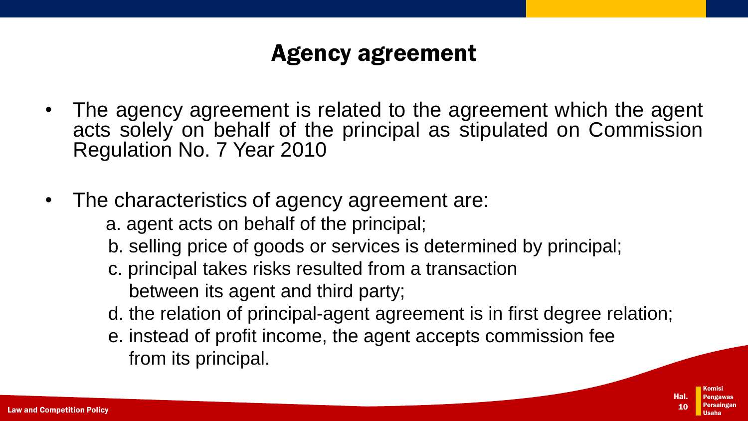# Agency agreement

- The agency agreement is related to the agreement which the agent acts solely on behalf of the principal as stipulated on Commission Regulation No. 7 Year 2010
- The characteristics of agency agreement are:
  - a. agent acts on behalf of the principal;
  - b. selling price of goods or services is determined by principal;
  - c. principal takes risks resulted from a transaction between its agent and third party;
  - d. the relation of principal-agent agreement is in first degree relation;
  - e. instead of profit income, the agent accepts commission fee from its principal.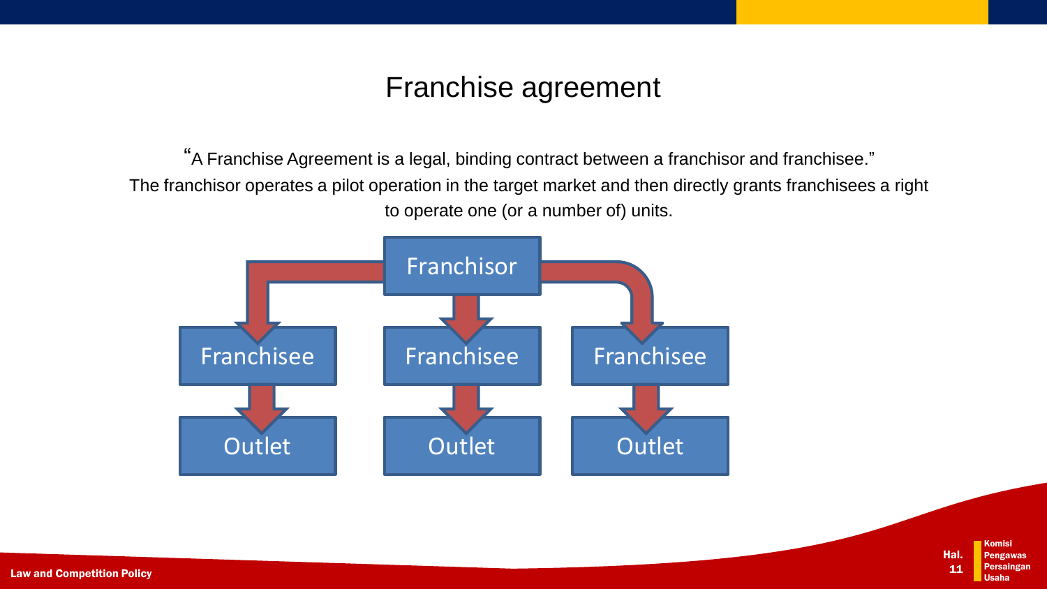# Franchise agreement

"A Franchise Agreement is a legal, binding contract between a franchisor and franchisee."

The franchisor operates a pilot operation in the target market and then directly grants franchisees a right to operate one (or a number of) units.

Franchisor

Franchisee | Franchisee | Franchisee

Outlet | Outlet | Outlet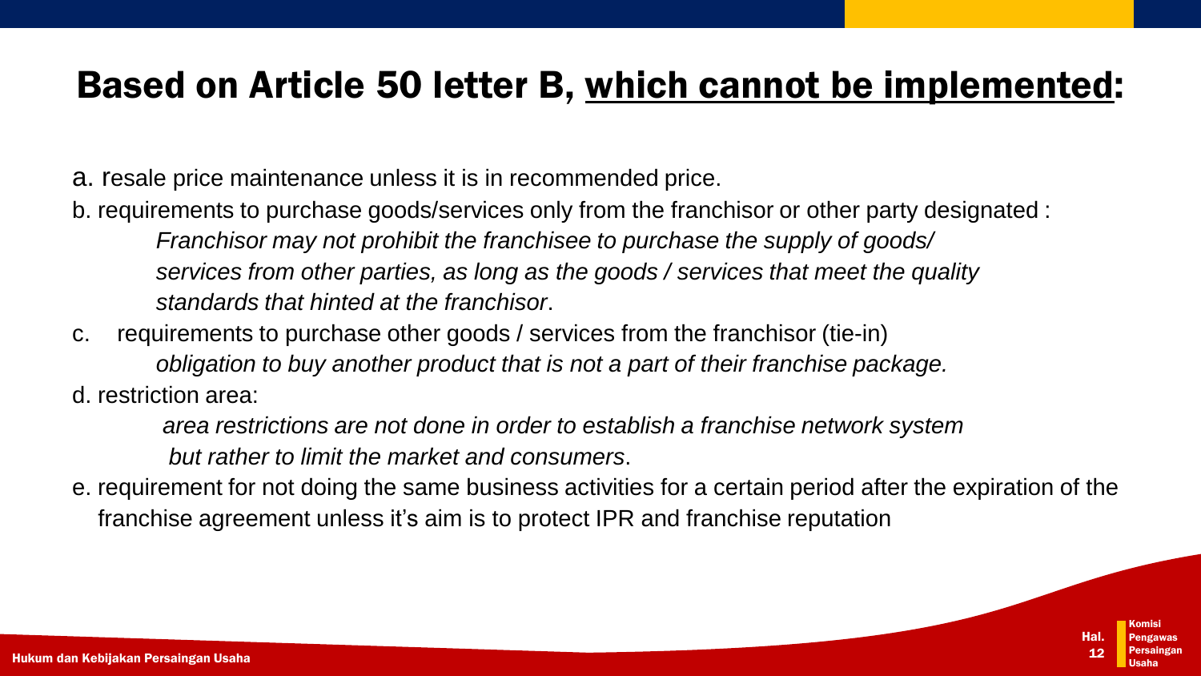# Based on Article 50 letter B, <u>which cannot be implemented</u>:

a. resale price maintenance unless it is in recommended price.

b. requirements to purchase goods/services only from the franchisor or other party designated :

*Franchisor may not prohibit the franchisee to purchase the supply of goods/ services from other parties, as long as the goods / services that meet the quality standards that hinted at the franchisor*.

c. requirements to purchase other goods / services from the franchisor (tie-in)

*obligation to buy another product that is not a part of their franchise package.*

d. restriction area:

*area restrictions are not done in order to establish a franchise network system but rather to limit the market and consumers*.

e. requirement for not doing the same business activities for a certain period after the expiration of the franchise agreement unless it's aim is to protect IPR and franchise reputation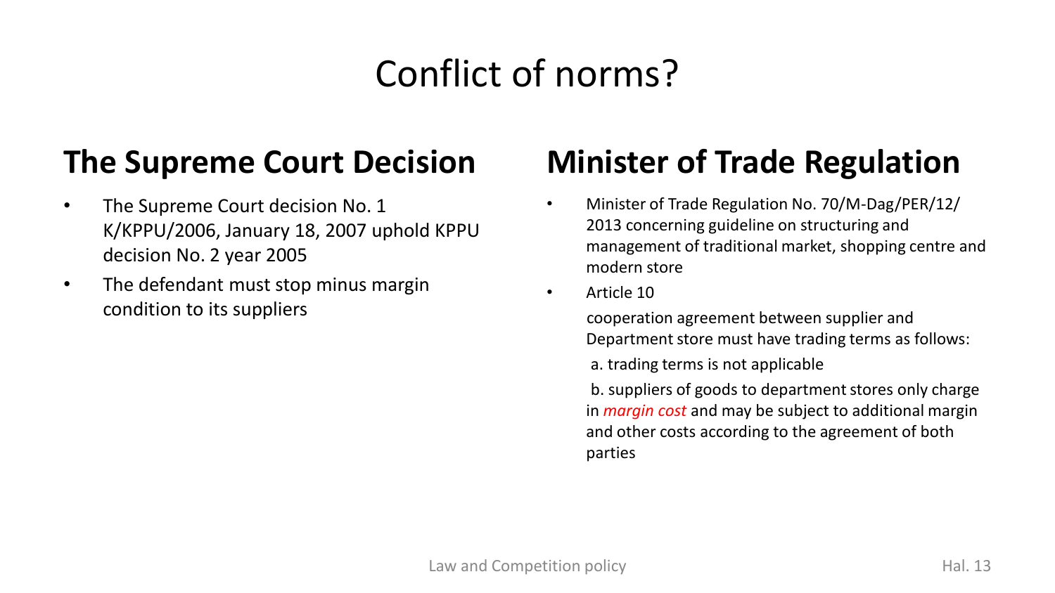# Conflict of norms?

## The Supreme Court Decision

- The Supreme Court decision No. 1 K/KPPU/2006, January 18, 2007 uphold KPPU decision No. 2 year 2005
- The defendant must stop minus margin condition to its suppliers

## Minister of Trade Regulation

- Minister of Trade Regulation No. 70/M-Dag/PER/12/ 2013 concerning guideline on structuring and management of traditional market, shopping centre and modern store
- Article 10

  cooperation agreement between supplier and Department store must have trading terms as follows:

  a. trading terms is not applicable

  b. suppliers of goods to department stores only charge in *margin cost* and may be subject to additional margin and other costs according to the agreement of both parties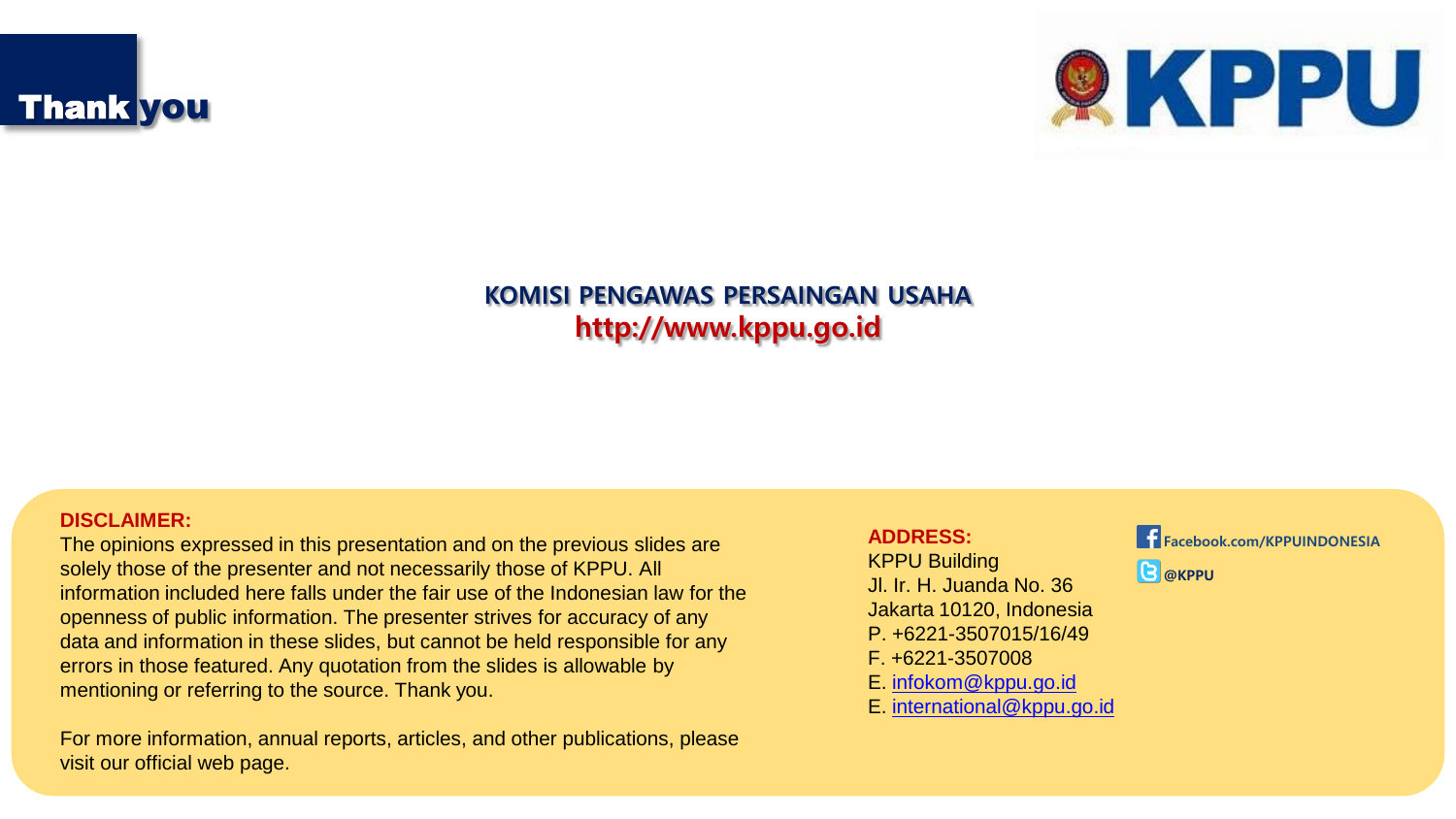# Thank you

KPPU

**KOMISI PENGAWAS PERSAINGAN USAHA**
**http://www.kppu.go.id**

**DISCLAIMER:**
The opinions expressed in this presentation and on the previous slides are solely those of the presenter and not necessarily those of KPPU. All information included here falls under the fair use of the Indonesian law for the openness of public information. The presenter strives for accuracy of any data and information in these slides, but cannot be held responsible for any errors in those featured. Any quotation from the slides is allowable by mentioning or referring to the source. Thank you.

For more information, annual reports, articles, and other publications, please visit our official web page.

**ADDRESS:**
KPPU Building
Jl. Ir. H. Juanda No. 36
Jakarta 10120, Indonesia
P. +6221-3507015/16/49
F. +6221-3507008
E. infokom@kppu.go.id
E. international@kppu.go.id

Facebook.com/KPPUINDONESIA
@KPPU